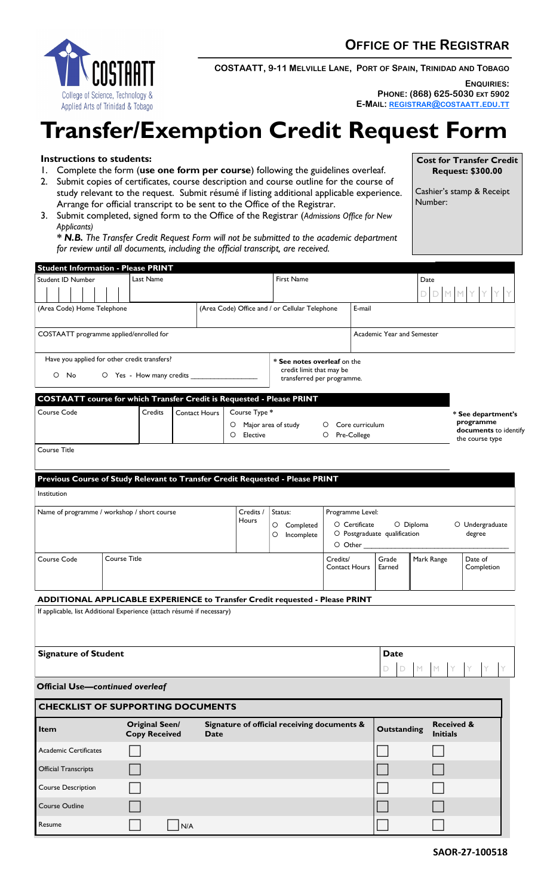COSTAATT
College of Science, Technology & Applied Arts of Trinidad & Tobago

## OFFICE OF THE REGISTRAR

**COSTAATT, 9-11 MELVILLE LANE, PORT OF SPAIN, TRINIDAD AND TOBAGO**

**ENQUIRIES:**
**PHONE: (868) 625-5030 EXT 5902**
**E-MAIL: REGISTRAR@COSTAATT.EDU.TT**

# Transfer/Exemption Credit Request Form

**Instructions to students:**

1. Complete the form (**use one form per course**) following the guidelines overleaf.
2. Submit copies of certificates, course description and course outline for the course of study relevant to the request. Submit résumé if listing additional applicable experience. Arrange for official transcript to be sent to the Office of the Registrar.
3. Submit completed, signed form to the Office of the Registrar (*Admissions Office for New Applicants*)

   *** N.B.** *The Transfer Credit Request Form will not be submitted to the academic department for review until all documents, including the official transcript, are received.*

**Cost for Transfer Credit Request: $300.00**

Cashier's stamp & Receipt Number:

## Student Information - Please PRINT

| Student ID Number | Last Name | First Name | Date (D D M M Y Y Y Y) |
|---|---|---|---|
| | | | |

| (Area Code) Home Telephone | (Area Code) Office and / or Cellular Telephone | E-mail |
|---|---|---|
| | | |

| COSTAATT programme applied/enrolled for | Academic Year and Semester |
|---|---|
| | |

Have you applied for other credit transfers?

○ No ○ Yes - How many credits ________________

*** See notes overleaf** on the credit limit that may be transferred per programme.

## COSTAATT course for which Transfer Credit is Requested - Please PRINT

| Course Code | Credits | Contact Hours | Course Type * |
|---|---|---|---|
| | | | ○ Major area of study ○ Core curriculum ○ Elective ○ Pre-College |

*** See department's programme documents** to identify the course type

Course Title

## Previous Course of Study Relevant to Transfer Credit Requested - Please PRINT

Institution

| Name of programme / workshop / short course | Credits / Hours | Status: | Programme Level: |
|---|---|---|---|
| | | ○ Completed ○ Incomplete | ○ Certificate ○ Diploma ○ Undergraduate degree ○ Postgraduate qualification ○ Other ________________ |

| Course Code | Course Title | Credits/ Contact Hours | Grade Earned | Mark Range | Date of Completion |
|---|---|---|---|---|---|
| | | | | | |

## ADDITIONAL APPLICABLE EXPERIENCE to Transfer Credit requested - Please PRINT

If applicable, list Additional Experience (attach résumé if necessary)

| **Signature of Student** | **Date** (D D M M Y Y Y Y) |
|---|---|
| | |

**Official Use—*continued overleaf***

## CHECKLIST OF SUPPORTING DOCUMENTS

| Item | Original Seen/ Copy Received | Signature of official receiving documents & Date | Outstanding | Received & Initials |
|---|---|---|---|---|
| Academic Certificates | ☐ | | ☐ | ☐ |
| Official Transcripts | ☐ | | ☐ | ☐ |
| Course Description | ☐ | | ☐ | ☐ |
| Course Outline | ☐ | | ☐ | ☐ |
| Resume | ☐ ☐ N/A | | ☐ | ☐ |

**SAOR-27-100518**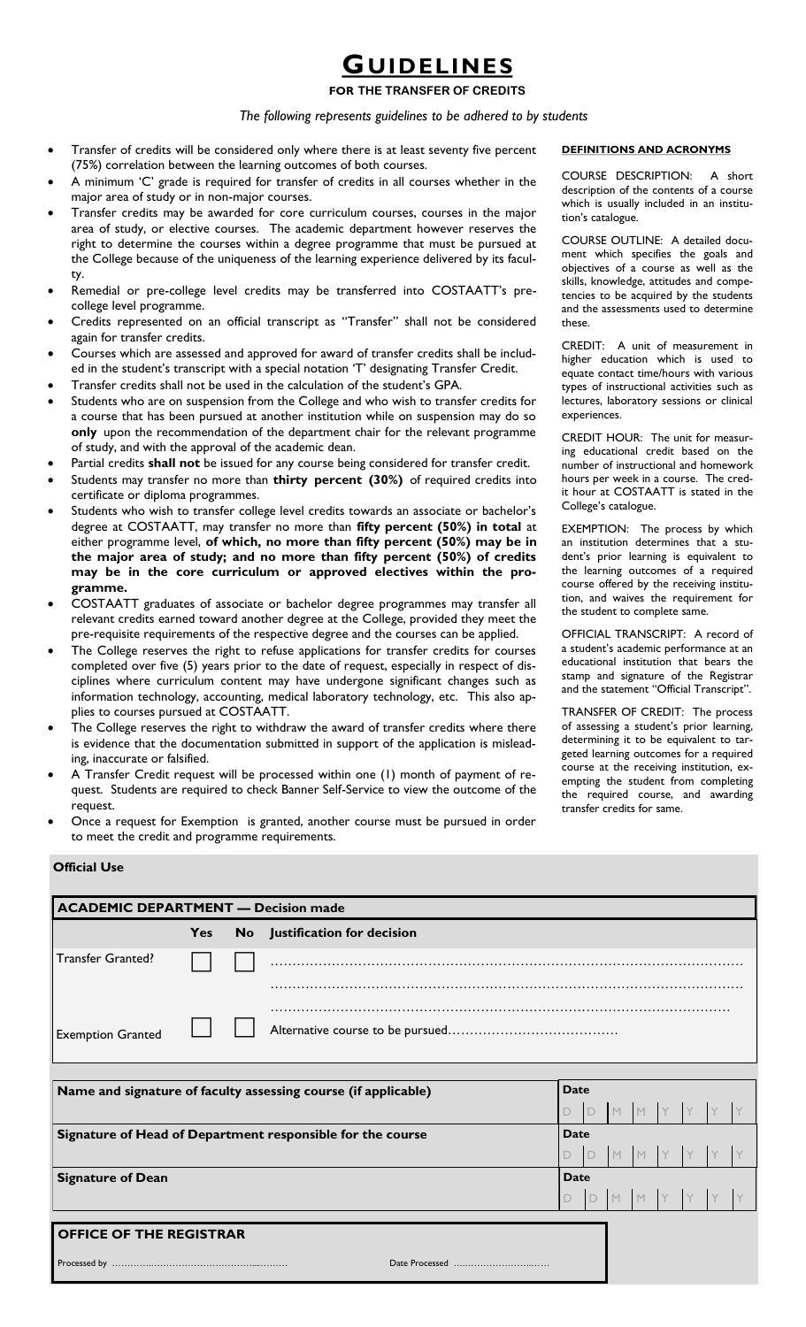# GUIDELINES

**FOR THE TRANSFER OF CREDITS**

*The following represents guidelines to be adhered to by students*

- Transfer of credits will be considered only where there is at least seventy five percent (75%) correlation between the learning outcomes of both courses.
- A minimum 'C' grade is required for transfer of credits in all courses whether in the major area of study or in non-major courses.
- Transfer credits may be awarded for core curriculum courses, courses in the major area of study, or elective courses. The academic department however reserves the right to determine the courses within a degree programme that must be pursued at the College because of the uniqueness of the learning experience delivered by its faculty.
- Remedial or pre-college level credits may be transferred into COSTAATT's pre-college level programme.
- Credits represented on an official transcript as "Transfer" shall not be considered again for transfer credits.
- Courses which are assessed and approved for award of transfer credits shall be included in the student's transcript with a special notation 'T' designating Transfer Credit.
- Transfer credits shall not be used in the calculation of the student's GPA.
- Students who are on suspension from the College and who wish to transfer credits for a course that has been pursued at another institution while on suspension may do so **only** upon the recommendation of the department chair for the relevant programme of study, and with the approval of the academic dean.
- Partial credits **shall not** be issued for any course being considered for transfer credit.
- Students may transfer no more than **thirty percent (30%)** of required credits into certificate or diploma programmes.
- Students who wish to transfer college level credits towards an associate or bachelor's degree at COSTAATT, may transfer no more than **fifty percent (50%) in total** at either programme level, **of which, no more than fifty percent (50%) may be in the major area of study; and no more than fifty percent (50%) of credits may be in the core curriculum or approved electives within the programme.**
- COSTAATT graduates of associate or bachelor degree programmes may transfer all relevant credits earned toward another degree at the College, provided they meet the pre-requisite requirements of the respective degree and the courses can be applied.
- The College reserves the right to refuse applications for transfer credits for courses completed over five (5) years prior to the date of request, especially in respect of disciplines where curriculum content may have undergone significant changes such as information technology, accounting, medical laboratory technology, etc. This also applies to courses pursued at COSTAATT.
- The College reserves the right to withdraw the award of transfer credits where there is evidence that the documentation submitted in support of the application is misleading, inaccurate or falsified.
- A Transfer Credit request will be processed within one (1) month of payment of request. Students are required to check Banner Self-Service to view the outcome of the request.
- Once a request for Exemption is granted, another course must be pursued in order to meet the credit and programme requirements.

**DEFINITIONS AND ACRONYMS**

COURSE DESCRIPTION: A short description of the contents of a course which is usually included in an institution's catalogue.

COURSE OUTLINE: A detailed document which specifies the goals and objectives of a course as well as the skills, knowledge, attitudes and competencies to be acquired by the students and the assessments used to determine these.

CREDIT: A unit of measurement in higher education which is used to equate contact time/hours with various types of instructional activities such as lectures, laboratory sessions or clinical experiences.

CREDIT HOUR: The unit for measuring educational credit based on the number of instructional and homework hours per week in a course. The credit hour at COSTAATT is stated in the College's catalogue.

EXEMPTION: The process by which an institution determines that a student's prior learning is equivalent to the learning outcomes of a required course offered by the receiving institution, and waives the requirement for the student to complete same.

OFFICIAL TRANSCRIPT: A record of a student's academic performance at an educational institution that bears the stamp and signature of the Registrar and the statement "Official Transcript".

TRANSFER OF CREDIT: The process of assessing a student's prior learning, determining it to be equivalent to targeted learning outcomes for a required course at the receiving institution, exempting the student from completing the required course, and awarding transfer credits for same.

**Official Use**

| ACADEMIC DEPARTMENT — Decision made | | | |
|---|---|---|---|
| | **Yes** | **No** | **Justification for decision** |
| Transfer Granted? | ☐ | ☐ | ……………………………………………………………………………………… |
| | | | ……………………………………………………………………………………… |
| | | | ……………………………………………………………………………………… |
| Exemption Granted | ☐ | ☐ | Alternative course to be pursued………………………………… |

| | |
|---|---|
| **Name and signature of faculty assessing course (if applicable)** | **Date** D D M M Y Y Y Y |
| **Signature of Head of Department responsible for the course** | **Date** D D M M Y Y Y Y |
| **Signature of Dean** | **Date** D D M M Y Y Y Y |

**OFFICE OF THE REGISTRAR**

Processed by ………………………………………….……… Date Processed ……………………..……